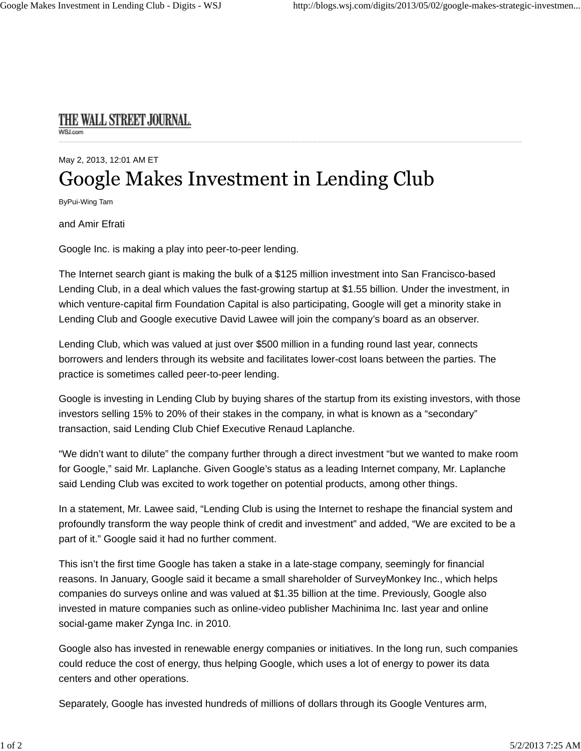THE WALL STREET JOURNAL.
WSJ.com

May 2, 2013, 12:01 AM ET

# Google Makes Investment in Lending Club

ByPui-Wing Tam

and Amir Efrati

Google Inc. is making a play into peer-to-peer lending.

The Internet search giant is making the bulk of a $125 million investment into San Francisco-based Lending Club, in a deal which values the fast-growing startup at $1.55 billion. Under the investment, in which venture-capital firm Foundation Capital is also participating, Google will get a minority stake in Lending Club and Google executive David Lawee will join the company's board as an observer.

Lending Club, which was valued at just over $500 million in a funding round last year, connects borrowers and lenders through its website and facilitates lower-cost loans between the parties. The practice is sometimes called peer-to-peer lending.

Google is investing in Lending Club by buying shares of the startup from its existing investors, with those investors selling 15% to 20% of their stakes in the company, in what is known as a "secondary" transaction, said Lending Club Chief Executive Renaud Laplanche.

"We didn't want to dilute" the company further through a direct investment "but we wanted to make room for Google," said Mr. Laplanche. Given Google's status as a leading Internet company, Mr. Laplanche said Lending Club was excited to work together on potential products, among other things.

In a statement, Mr. Lawee said, "Lending Club is using the Internet to reshape the financial system and profoundly transform the way people think of credit and investment" and added, "We are excited to be a part of it." Google said it had no further comment.

This isn't the first time Google has taken a stake in a late-stage company, seemingly for financial reasons. In January, Google said it became a small shareholder of SurveyMonkey Inc., which helps companies do surveys online and was valued at $1.35 billion at the time. Previously, Google also invested in mature companies such as online-video publisher Machinima Inc. last year and online social-game maker Zynga Inc. in 2010.

Google also has invested in renewable energy companies or initiatives. In the long run, such companies could reduce the cost of energy, thus helping Google, which uses a lot of energy to power its data centers and other operations.

Separately, Google has invested hundreds of millions of dollars through its Google Ventures arm,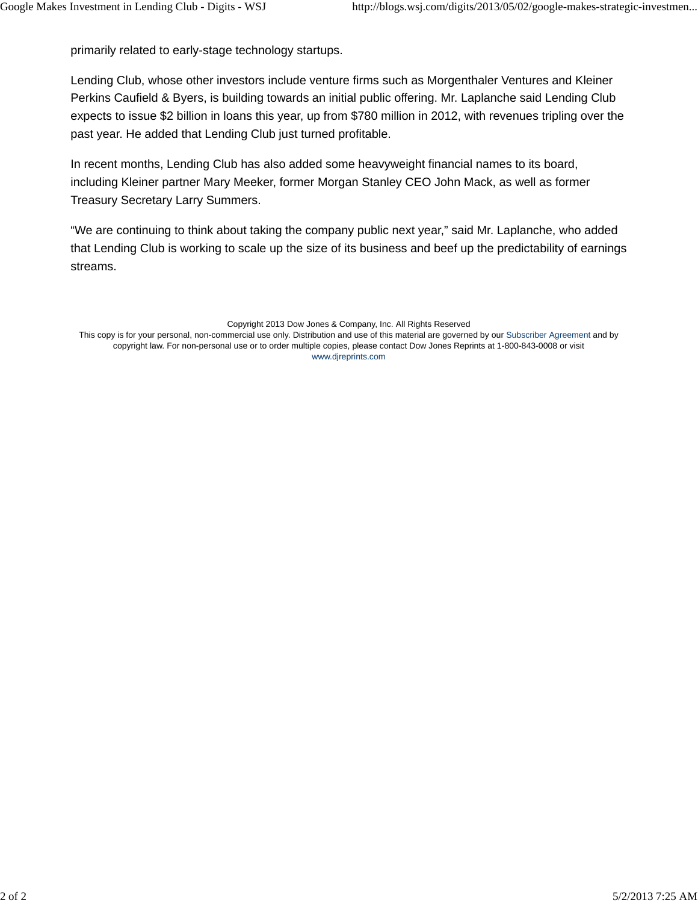primarily related to early-stage technology startups.

Lending Club, whose other investors include venture firms such as Morgenthaler Ventures and Kleiner Perkins Caufield & Byers, is building towards an initial public offering. Mr. Laplanche said Lending Club expects to issue $2 billion in loans this year, up from $780 million in 2012, with revenues tripling over the past year. He added that Lending Club just turned profitable.

In recent months, Lending Club has also added some heavyweight financial names to its board, including Kleiner partner Mary Meeker, former Morgan Stanley CEO John Mack, as well as former Treasury Secretary Larry Summers.

“We are continuing to think about taking the company public next year,” said Mr. Laplanche, who added that Lending Club is working to scale up the size of its business and beef up the predictability of earnings streams.

Copyright 2013 Dow Jones & Company, Inc. All Rights Reserved
This copy is for your personal, non-commercial use only. Distribution and use of this material are governed by our Subscriber Agreement and by copyright law. For non-personal use or to order multiple copies, please contact Dow Jones Reprints at 1-800-843-0008 or visit www.djreprints.com